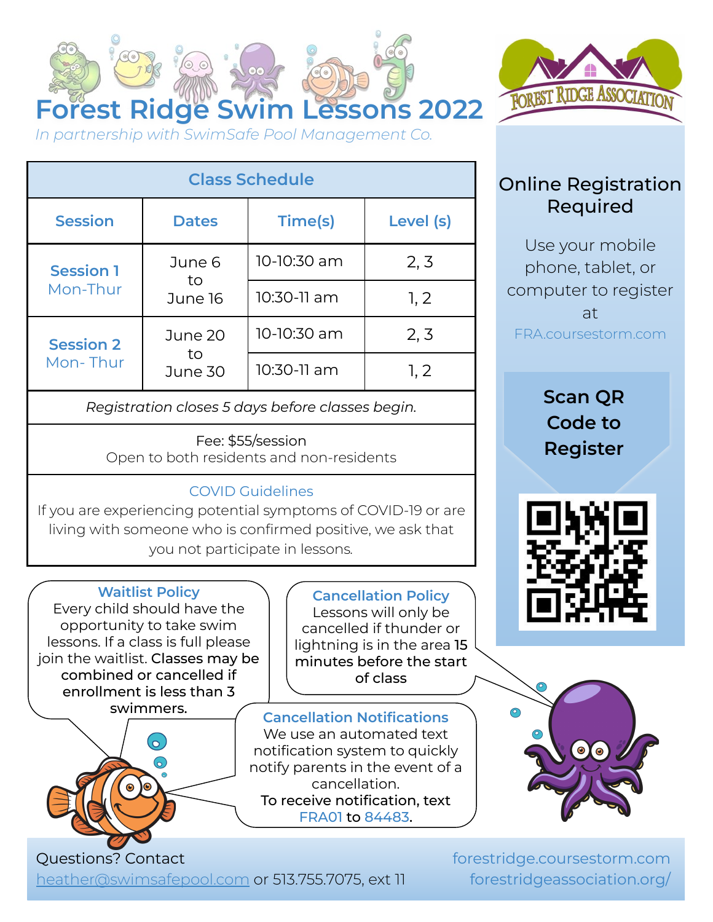# Forest Ridge Swim Lessons 2022

*In partnership with SwimSafe Pool Management Co.*

FOREST RIDGE ASSOCIATION

| Class Schedule | | | |
|---|---|---|---|
| **Session** | **Dates** | **Time(s)** | **Level (s)** |
| **Session 1** Mon-Thur | June 6 to June 16 | 10-10:30 am | 2, 3 |
| | | 10:30-11 am | 1, 2 |
| **Session 2** Mon- Thur | June 20 to June 30 | 10-10:30 am | 2, 3 |
| | | 10:30-11 am | 1, 2 |

*Registration closes 5 days before classes begin.*

Fee: $55/session
Open to both residents and non-residents

**COVID Guidelines**
If you are experiencing potential symptoms of COVID-19 or are living with someone who is confirmed positive, we ask that you not participate in lessons.

## Online Registration Required

Use your mobile phone, tablet, or computer to register at FRA.coursestorm.com

**Scan QR Code to Register**

**Waitlist Policy**
Every child should have the opportunity to take swim lessons. If a class is full please join the waitlist. **Classes may be combined or cancelled if enrollment is less than 3 swimmers.**

**Cancellation Policy**
Lessons will only be cancelled if thunder or lightning is in the area **15 minutes before the start of class**

**Cancellation Notifications**
We use an automated text notification system to quickly notify parents in the event of a cancellation.
To receive notification, text FRA01 to 84483.

Questions? Contact
heather@swimsafepool.com or 513.755.7075, ext 11

forestridge.coursestorm.com
forestridgeassociation.org/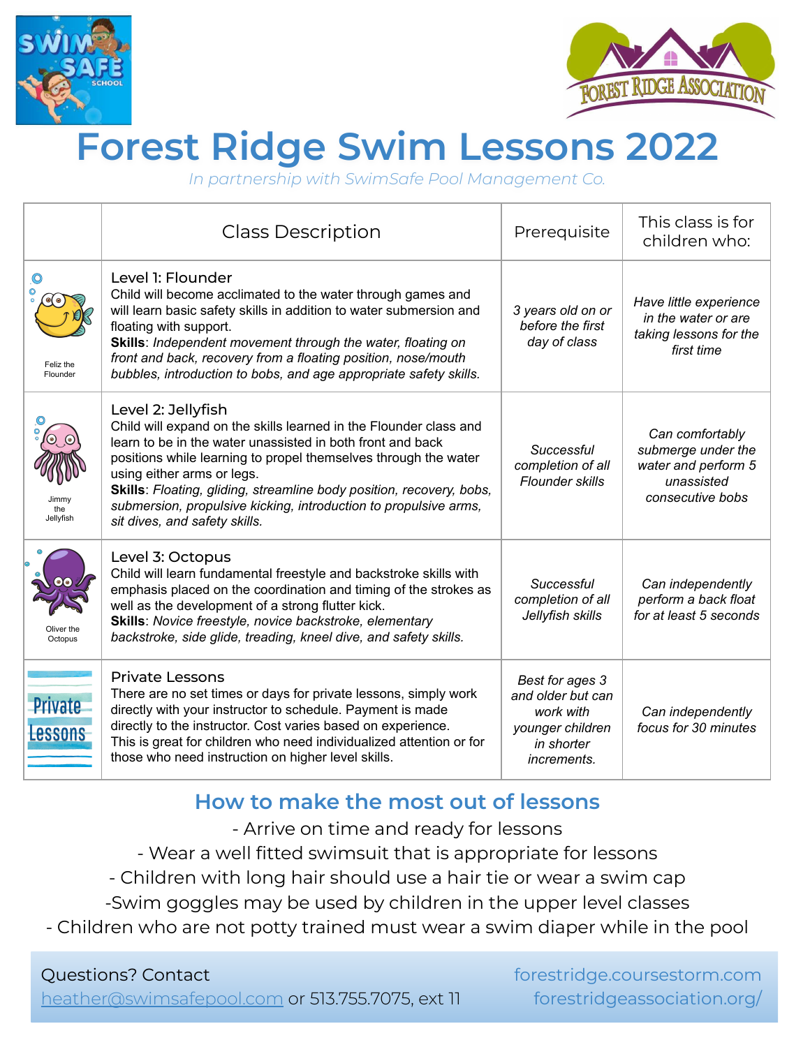# Forest Ridge Swim Lessons 2022

*In partnership with SwimSafe Pool Management Co.*

| | Class Description | Prerequisite | This class is for children who: |
|---|---|---|---|
| Feliz the Flounder | Level 1: Flounder<br>Child will become acclimated to the water through games and will learn basic safety skills in addition to water submersion and floating with support.<br>**Skills**: *Independent movement through the water, floating on front and back, recovery from a floating position, nose/mouth bubbles, introduction to bobs, and age appropriate safety skills.* | *3 years old on or before the first day of class* | *Have little experience in the water or are taking lessons for the first time* |
| Jimmy the Jellyfish | Level 2: Jellyfish<br>Child will expand on the skills learned in the Flounder class and learn to be in the water unassisted in both front and back positions while learning to propel themselves through the water using either arms or legs.<br>**Skills**: *Floating, gliding, streamline body position, recovery, bobs, submersion, propulsive kicking, introduction to propulsive arms, sit dives, and safety skills.* | *Successful completion of all Flounder skills* | *Can comfortably submerge under the water and perform 5 unassisted consecutive bobs* |
| Oliver the Octopus | Level 3: Octopus<br>Child will learn fundamental freestyle and backstroke skills with emphasis placed on the coordination and timing of the strokes as well as the development of a strong flutter kick.<br>**Skills**: *Novice freestyle, novice backstroke, elementary backstroke, side glide, treading, kneel dive, and safety skills.* | *Successful completion of all Jellyfish skills* | *Can independently perform a back float for at least 5 seconds* |
| Private Lessons | Private Lessons<br>There are no set times or days for private lessons, simply work directly with your instructor to schedule. Payment is made directly to the instructor. Cost varies based on experience.<br>This is great for children who need individualized attention or for those who need instruction on higher level skills. | *Best for ages 3 and older but can work with younger children in shorter increments.* | *Can independently focus for 30 minutes* |

## How to make the most out of lessons

- Arrive on time and ready for lessons
- Wear a well fitted swimsuit that is appropriate for lessons
- Children with long hair should use a hair tie or wear a swim cap
- Swim goggles may be used by children in the upper level classes
- Children who are not potty trained must wear a swim diaper while in the pool

Questions? Contact
heather@swimsafepool.com or 513.755.7075, ext 11

forestridge.coursestorm.com
forestridgeassociation.org/